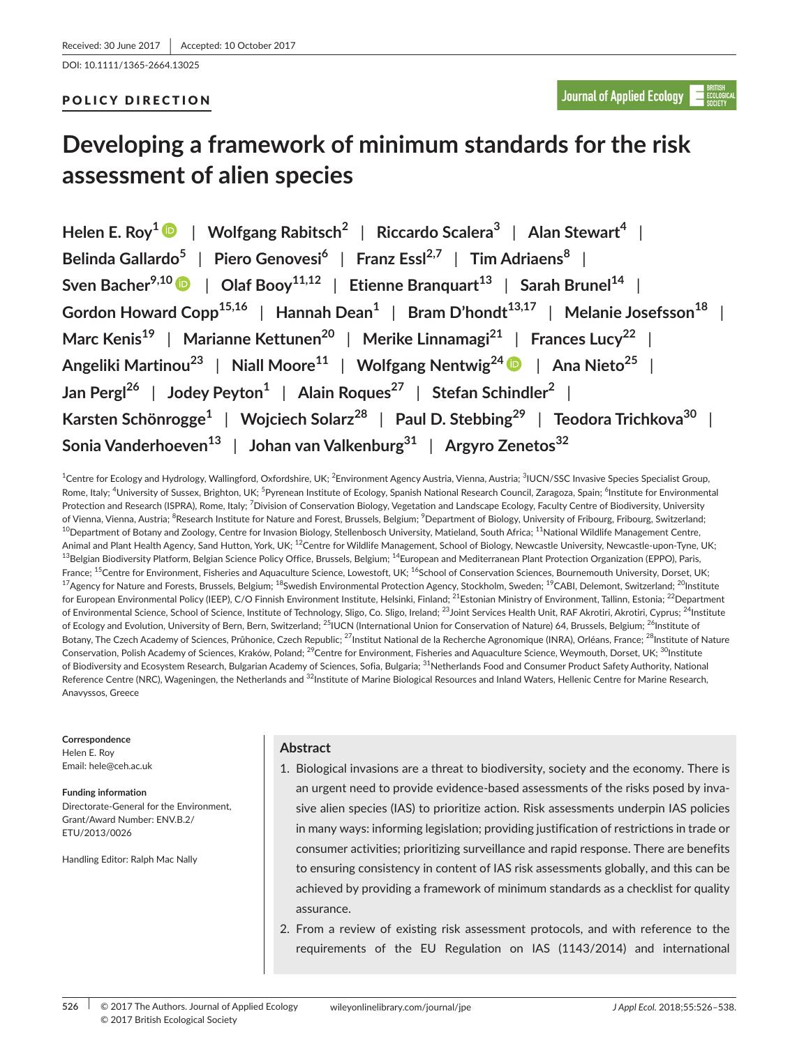Received: 30 June 2017 | Accepted: 10 October 2017

DOI: 10.1111/1365-2664.13025

**POLICY DIRECTION**

# Developing a framework of minimum standards for the risk assessment of alien species

**Helen E. Roy[1]** | **Wolfgang Rabitsch[2]** | **Riccardo Scalera[3]** | **Alan Stewart[4]** | **Belinda Gallardo[5]** | **Piero Genovesi[6]** | **Franz Essl[2,7]** | **Tim Adriaens[8]** | **Sven Bacher[9,10]** | **Olaf Booy[11,12]** | **Etienne Branquart[13]** | **Sarah Brunel[14]** | **Gordon Howard Copp[15,16]** | **Hannah Dean[1]** | **Bram D'hondt[13,17]** | **Melanie Josefsson[18]** | **Marc Kenis[19]** | **Marianne Kettunen[20]** | **Merike Linnamagi[21]** | **Frances Lucy[22]** | **Angeliki Martinou[23]** | **Niall Moore[11]** | **Wolfgang Nentwig[24]** | **Ana Nieto[25]** | **Jan Pergl[26]** | **Jodey Peyton[1]** | **Alain Roques[27]** | **Stefan Schindler[2]** | **Karsten Schönrogge[1]** | **Wojciech Solarz[28]** | **Paul D. Stebbing[29]** | **Teodora Trichkova[30]** | **Sonia Vanderhoeven[13]** | **Johan van Valkenburg[31]** | **Argyro Zenetos[32]**

[1]Centre for Ecology and Hydrology, Wallingford, Oxfordshire, UK; [2]Environment Agency Austria, Vienna, Austria; [3]IUCN/SSC Invasive Species Specialist Group, Rome, Italy; [4]University of Sussex, Brighton, UK; [5]Pyrenean Institute of Ecology, Spanish National Research Council, Zaragoza, Spain; [6]Institute for Environmental Protection and Research (ISPRA), Rome, Italy; [7]Division of Conservation Biology, Vegetation and Landscape Ecology, Faculty Centre of Biodiversity, University of Vienna, Vienna, Austria; [8]Research Institute for Nature and Forest, Brussels, Belgium; [9]Department of Biology, University of Fribourg, Fribourg, Switzerland; [10]Department of Botany and Zoology, Centre for Invasion Biology, Stellenbosch University, Matieland, South Africa; [11]National Wildlife Management Centre, Animal and Plant Health Agency, Sand Hutton, York, UK; [12]Centre for Wildlife Management, School of Biology, Newcastle University, Newcastle-upon-Tyne, UK; [13]Belgian Biodiversity Platform, Belgian Science Policy Office, Brussels, Belgium; [14]European and Mediterranean Plant Protection Organization (EPPO), Paris, France; [15]Centre for Environment, Fisheries and Aquaculture Science, Lowestoft, UK; [16]School of Conservation Sciences, Bournemouth University, Dorset, UK; [17]Agency for Nature and Forests, Brussels, Belgium; [18]Swedish Environmental Protection Agency, Stockholm, Sweden; [19]CABI, Delemont, Switzerland; [20]Institute for European Environmental Policy (IEEP), C/O Finnish Environment Institute, Helsinki, Finland; [21]Estonian Ministry of Environment, Tallinn, Estonia; [22]Department of Environmental Science, School of Science, Institute of Technology, Sligo, Co. Sligo, Ireland; [23]Joint Services Health Unit, RAF Akrotiri, Akrotiri, Cyprus; [24]Institute of Ecology and Evolution, University of Bern, Bern, Switzerland; [25]IUCN (International Union for Conservation of Nature) 64, Brussels, Belgium; [26]Institute of Botany, The Czech Academy of Sciences, Průhonice, Czech Republic; [27]Institut National de la Recherche Agronomique (INRA), Orléans, France; [28]Institute of Nature Conservation, Polish Academy of Sciences, Kraków, Poland; [29]Centre for Environment, Fisheries and Aquaculture Science, Weymouth, Dorset, UK; [30]Institute of Biodiversity and Ecosystem Research, Bulgarian Academy of Sciences, Sofia, Bulgaria; [31]Netherlands Food and Consumer Product Safety Authority, National Reference Centre (NRC), Wageningen, the Netherlands and [32]Institute of Marine Biological Resources and Inland Waters, Hellenic Centre for Marine Research, Anavyssos, Greece

**Correspondence**
Helen E. Roy
Email: hele@ceh.ac.uk

**Funding information**
Directorate-General for the Environment, Grant/Award Number: ENV.B.2/ETU/2013/0026

Handling Editor: Ralph Mac Nally

## Abstract

1. Biological invasions are a threat to biodiversity, society and the economy. There is an urgent need to provide evidence-based assessments of the risks posed by invasive alien species (IAS) to prioritize action. Risk assessments underpin IAS policies in many ways: informing legislation; providing justification of restrictions in trade or consumer activities; prioritizing surveillance and rapid response. There are benefits to ensuring consistency in content of IAS risk assessments globally, and this can be achieved by providing a framework of minimum standards as a checklist for quality assurance.
2. From a review of existing risk assessment protocols, and with reference to the requirements of the EU Regulation on IAS (1143/2014) and international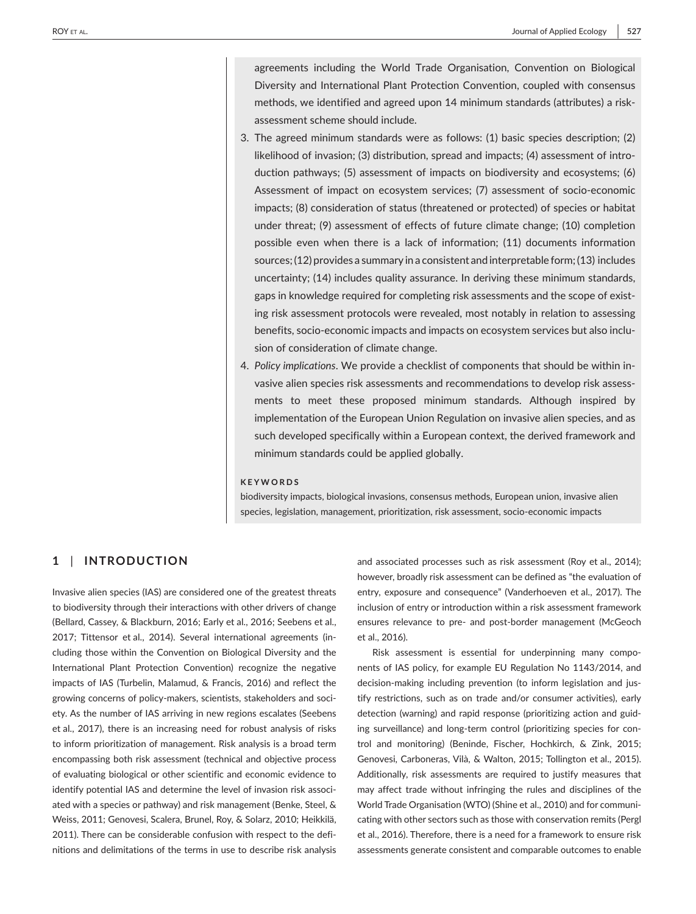agreements including the World Trade Organisation, Convention on Biological Diversity and International Plant Protection Convention, coupled with consensus methods, we identified and agreed upon 14 minimum standards (attributes) a risk-assessment scheme should include.

3. The agreed minimum standards were as follows: (1) basic species description; (2) likelihood of invasion; (3) distribution, spread and impacts; (4) assessment of introduction pathways; (5) assessment of impacts on biodiversity and ecosystems; (6) Assessment of impact on ecosystem services; (7) assessment of socio-economic impacts; (8) consideration of status (threatened or protected) of species or habitat under threat; (9) assessment of effects of future climate change; (10) completion possible even when there is a lack of information; (11) documents information sources; (12) provides a summary in a consistent and interpretable form; (13) includes uncertainty; (14) includes quality assurance. In deriving these minimum standards, gaps in knowledge required for completing risk assessments and the scope of existing risk assessment protocols were revealed, most notably in relation to assessing benefits, socio-economic impacts and impacts on ecosystem services but also inclusion of consideration of climate change.
4. *Policy implications*. We provide a checklist of components that should be within invasive alien species risk assessments and recommendations to develop risk assessments to meet these proposed minimum standards. Although inspired by implementation of the European Union Regulation on invasive alien species, and as such developed specifically within a European context, the derived framework and minimum standards could be applied globally.

**KEYWORDS**

biodiversity impacts, biological invasions, consensus methods, European union, invasive alien species, legislation, management, prioritization, risk assessment, socio-economic impacts

## 1 | INTRODUCTION

Invasive alien species (IAS) are considered one of the greatest threats to biodiversity through their interactions with other drivers of change (Bellard, Cassey, & Blackburn, 2016; Early et al., 2016; Seebens et al., 2017; Tittensor et al., 2014). Several international agreements (including those within the Convention on Biological Diversity and the International Plant Protection Convention) recognize the negative impacts of IAS (Turbelin, Malamud, & Francis, 2016) and reflect the growing concerns of policy-makers, scientists, stakeholders and society. As the number of IAS arriving in new regions escalates (Seebens et al., 2017), there is an increasing need for robust analysis of risks to inform prioritization of management. Risk analysis is a broad term encompassing both risk assessment (technical and objective process of evaluating biological or other scientific and economic evidence to identify potential IAS and determine the level of invasion risk associated with a species or pathway) and risk management (Benke, Steel, & Weiss, 2011; Genovesi, Scalera, Brunel, Roy, & Solarz, 2010; Heikkilä, 2011). There can be considerable confusion with respect to the definitions and delimitations of the terms in use to describe risk analysis and associated processes such as risk assessment (Roy et al., 2014); however, broadly risk assessment can be defined as "the evaluation of entry, exposure and consequence" (Vanderhoeven et al., 2017). The inclusion of entry or introduction within a risk assessment framework ensures relevance to pre- and post-border management (McGeoch et al., 2016).

Risk assessment is essential for underpinning many components of IAS policy, for example EU Regulation No 1143/2014, and decision-making including prevention (to inform legislation and justify restrictions, such as on trade and/or consumer activities), early detection (warning) and rapid response (prioritizing action and guiding surveillance) and long-term control (prioritizing species for control and monitoring) (Beninde, Fischer, Hochkirch, & Zink, 2015; Genovesi, Carboneras, Vilà, & Walton, 2015; Tollington et al., 2015). Additionally, risk assessments are required to justify measures that may affect trade without infringing the rules and disciplines of the World Trade Organisation (WTO) (Shine et al., 2010) and for communicating with other sectors such as those with conservation remits (Pergl et al., 2016). Therefore, there is a need for a framework to ensure risk assessments generate consistent and comparable outcomes to enable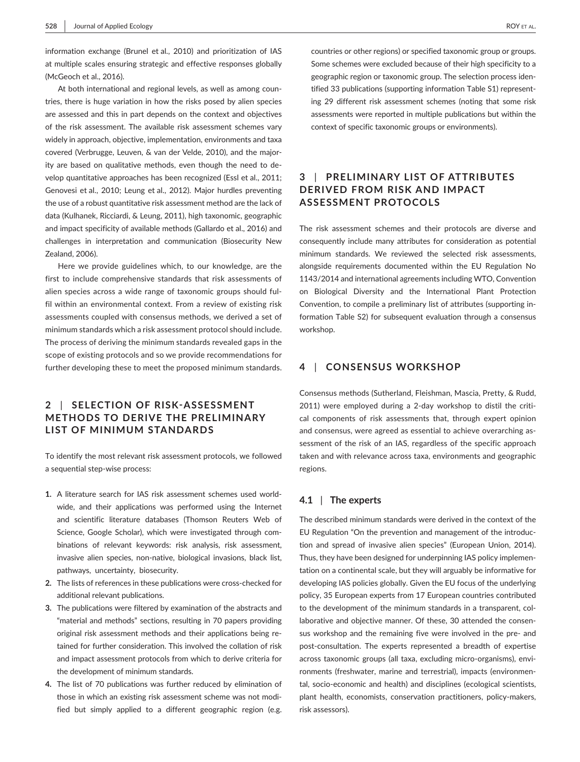information exchange (Brunel et al., 2010) and prioritization of IAS at multiple scales ensuring strategic and effective responses globally (McGeoch et al., 2016).

At both international and regional levels, as well as among countries, there is huge variation in how the risks posed by alien species are assessed and this in part depends on the context and objectives of the risk assessment. The available risk assessment schemes vary widely in approach, objective, implementation, environments and taxa covered (Verbrugge, Leuven, & van der Velde, 2010), and the majority are based on qualitative methods, even though the need to develop quantitative approaches has been recognized (Essl et al., 2011; Genovesi et al., 2010; Leung et al., 2012). Major hurdles preventing the use of a robust quantitative risk assessment method are the lack of data (Kulhanek, Ricciardi, & Leung, 2011), high taxonomic, geographic and impact specificity of available methods (Gallardo et al., 2016) and challenges in interpretation and communication (Biosecurity New Zealand, 2006).

Here we provide guidelines which, to our knowledge, are the first to include comprehensive standards that risk assessments of alien species across a wide range of taxonomic groups should fulfil within an environmental context. From a review of existing risk assessments coupled with consensus methods, we derived a set of minimum standards which a risk assessment protocol should include. The process of deriving the minimum standards revealed gaps in the scope of existing protocols and so we provide recommendations for further developing these to meet the proposed minimum standards.

## 2 | SELECTION OF RISK-ASSESSMENT METHODS TO DERIVE THE PRELIMINARY LIST OF MINIMUM STANDARDS

To identify the most relevant risk assessment protocols, we followed a sequential step-wise process:

1. A literature search for IAS risk assessment schemes used worldwide, and their applications was performed using the Internet and scientific literature databases (Thomson Reuters Web of Science, Google Scholar), which were investigated through combinations of relevant keywords: risk analysis, risk assessment, invasive alien species, non-native, biological invasions, black list, pathways, uncertainty, biosecurity.
2. The lists of references in these publications were cross-checked for additional relevant publications.
3. The publications were filtered by examination of the abstracts and "material and methods" sections, resulting in 70 papers providing original risk assessment methods and their applications being retained for further consideration. This involved the collation of risk and impact assessment protocols from which to derive criteria for the development of minimum standards.
4. The list of 70 publications was further reduced by elimination of those in which an existing risk assessment scheme was not modified but simply applied to a different geographic region (e.g. countries or other regions) or specified taxonomic group or groups. Some schemes were excluded because of their high specificity to a geographic region or taxonomic group. The selection process identified 33 publications (supporting information Table S1) representing 29 different risk assessment schemes (noting that some risk assessments were reported in multiple publications but within the context of specific taxonomic groups or environments).

## 3 | PRELIMINARY LIST OF ATTRIBUTES DERIVED FROM RISK AND IMPACT ASSESSMENT PROTOCOLS

The risk assessment schemes and their protocols are diverse and consequently include many attributes for consideration as potential minimum standards. We reviewed the selected risk assessments, alongside requirements documented within the EU Regulation No 1143/2014 and international agreements including WTO, Convention on Biological Diversity and the International Plant Protection Convention, to compile a preliminary list of attributes (supporting information Table S2) for subsequent evaluation through a consensus workshop.

## 4 | CONSENSUS WORKSHOP

Consensus methods (Sutherland, Fleishman, Mascia, Pretty, & Rudd, 2011) were employed during a 2-day workshop to distil the critical components of risk assessments that, through expert opinion and consensus, were agreed as essential to achieve overarching assessment of the risk of an IAS, regardless of the specific approach taken and with relevance across taxa, environments and geographic regions.

### 4.1 | The experts

The described minimum standards were derived in the context of the EU Regulation "On the prevention and management of the introduction and spread of invasive alien species" (European Union, 2014). Thus, they have been designed for underpinning IAS policy implementation on a continental scale, but they will arguably be informative for developing IAS policies globally. Given the EU focus of the underlying policy, 35 European experts from 17 European countries contributed to the development of the minimum standards in a transparent, collaborative and objective manner. Of these, 30 attended the consensus workshop and the remaining five were involved in the pre- and post-consultation. The experts represented a breadth of expertise across taxonomic groups (all taxa, excluding micro-organisms), environments (freshwater, marine and terrestrial), impacts (environmental, socio-economic and health) and disciplines (ecological scientists, plant health, economists, conservation practitioners, policy-makers, risk assessors).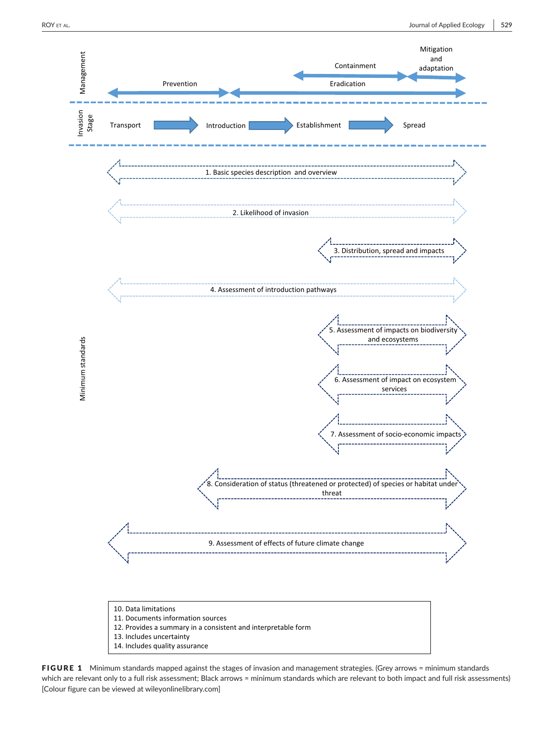Management

Prevention — Containment — Eradication — Mitigation and adaptation

Invasion Stage

Transport → Introduction → Establishment → Spread

Minimum standards

1. Basic species description and overview
2. Likelihood of invasion
3. Distribution, spread and impacts
4. Assessment of introduction pathways
5. Assessment of impacts on biodiversity and ecosystems
6. Assessment of impact on ecosystem services
7. Assessment of socio-economic impacts
8. Consideration of status (threatened or protected) of species or habitat under threat
9. Assessment of effects of future climate change

10. Data limitations
11. Documents information sources
12. Provides a summary in a consistent and interpretable form
13. Includes uncertainty
14. Includes quality assurance

**FIGURE 1** Minimum standards mapped against the stages of invasion and management strategies. (Grey arrows = minimum standards which are relevant only to a full risk assessment; Black arrows = minimum standards which are relevant to both impact and full risk assessments) [Colour figure can be viewed at wileyonlinelibrary.com]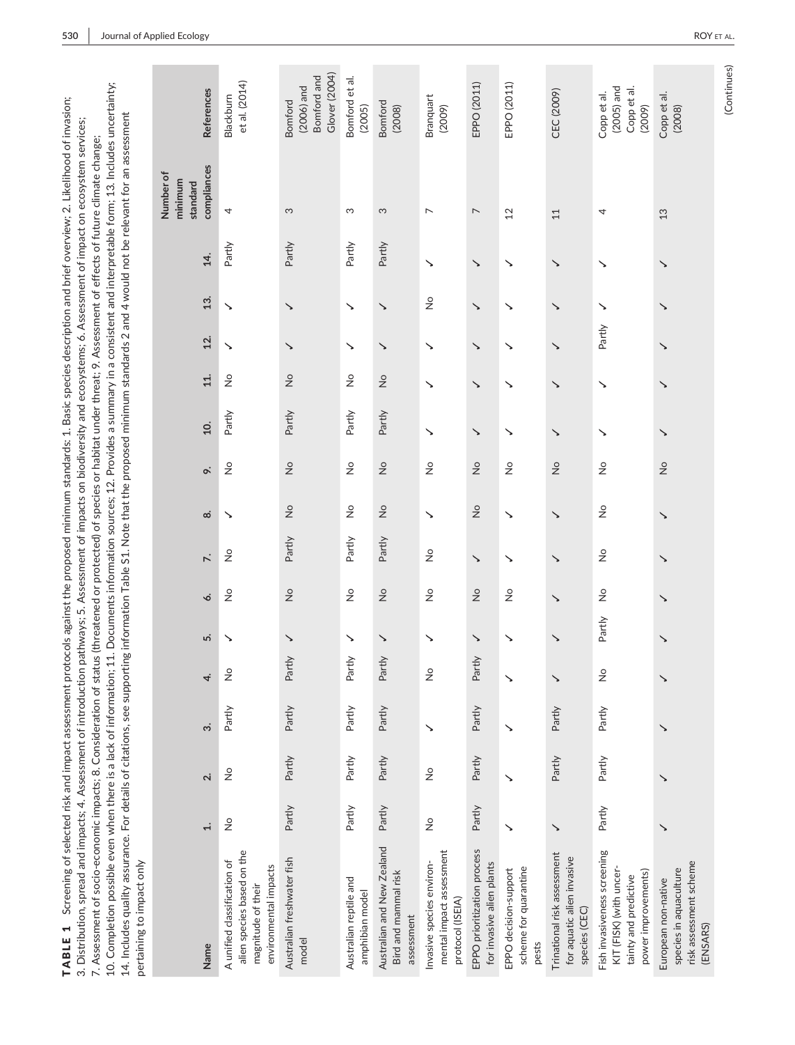**TABLE 1** Screening of selected risk and impact assessment protocols against the proposed minimum standards: 1. Basic species description and brief overview; 2. Likelihood of invasion; 3. Distribution, spread and impacts; 4. Assessment of introduction pathways; 5. Assessment of impacts on biodiversity and ecosystems; 6. Assessment of impact on ecosystem services; 7. Assessment of socio-economic impacts; 8. Consideration of status (threatened or protected) of species or habitat under threat; 9. Assessment of effects of future climate change; 10. Completion possible even when there is a lack of information; 11. Documents information sources; 12. Provides a summary in a consistent and interpretable form; 13. Includes uncertainty; 14. Includes quality assurance. For details of citations, see supporting information Table S1. Note that the proposed minimum standards 2 and 4 would not be relevant for an assessment pertaining to impact only

| Name | 1. | 2. | 3. | 4. | 5. | 6. | 7. | 8. | 9. | 10. | 11. | 12. | 13. | 14. | Number of minimum standard compliances | References |
|---|---|---|---|---|---|---|---|---|---|---|---|---|---|---|---|---|
| A unified classification of alien species based on the magnitude of their environmental impacts | No | No | Partly | No | ✓ | No | No | ✓ | No | Partly | No | ✓ | ✓ | Partly | 4 | Blackburn et al. (2014) |
| Australian freshwater fish model | Partly | Partly | Partly | Partly | ✓ | No | Partly | No | No | Partly | No | ✓ | ✓ | Partly | 3 | Bomford (2006) and Bomford and Glover (2004) |
| Australian reptile and amphibian model | Partly | Partly | Partly | Partly | ✓ | No | Partly | No | No | Partly | No | ✓ | ✓ | Partly | 3 | Bomford et al. (2005) |
| Australian and New Zealand Bird and mammal risk assessment | Partly | Partly | Partly | Partly | ✓ | No | Partly | No | No | Partly | No | ✓ | ✓ | Partly | 3 | Bomford (2008) |
| Invasive species environmental impact assessment protocol (ISEIA) | No | No | ✓ | No | ✓ | No | No | ✓ | No | ✓ | ✓ | ✓ | No | ✓ | 7 | Branquart (2009) |
| EPPO prioritization process for invasive alien plants | Partly | Partly | Partly | Partly | ✓ | No | ✓ | No | No | ✓ | ✓ | ✓ | ✓ | ✓ | 7 | EPPO (2011) |
| EPPO decision-support scheme for quarantine pests | ✓ | ✓ | ✓ | ✓ | ✓ | No | ✓ | ✓ | No | ✓ | ✓ | ✓ | ✓ | ✓ | 12 | EPPO (2011) |
| Trinational risk assessment for aquatic alien invasive species (CEC) | ✓ | Partly | Partly | ✓ | ✓ | ✓ | ✓ | ✓ | No | ✓ | ✓ | ✓ | ✓ | ✓ | 11 | CEC (2009) |
| Fish invasiveness screening KIT (FISK) (with uncertainty and predictive power improvements) | Partly | Partly | Partly | No | Partly | No | No | No | No | ✓ | ✓ | Partly | ✓ | ✓ | 4 | Copp et al. (2005) and Copp et al. (2009) |
| European non-native species in aquaculture risk assessment scheme (ENSARS) | ✓ | ✓ | ✓ | ✓ | ✓ | ✓ | ✓ | ✓ | No | ✓ | ✓ | ✓ | ✓ | ✓ | 13 | Copp et al. (2008) |

(Continues)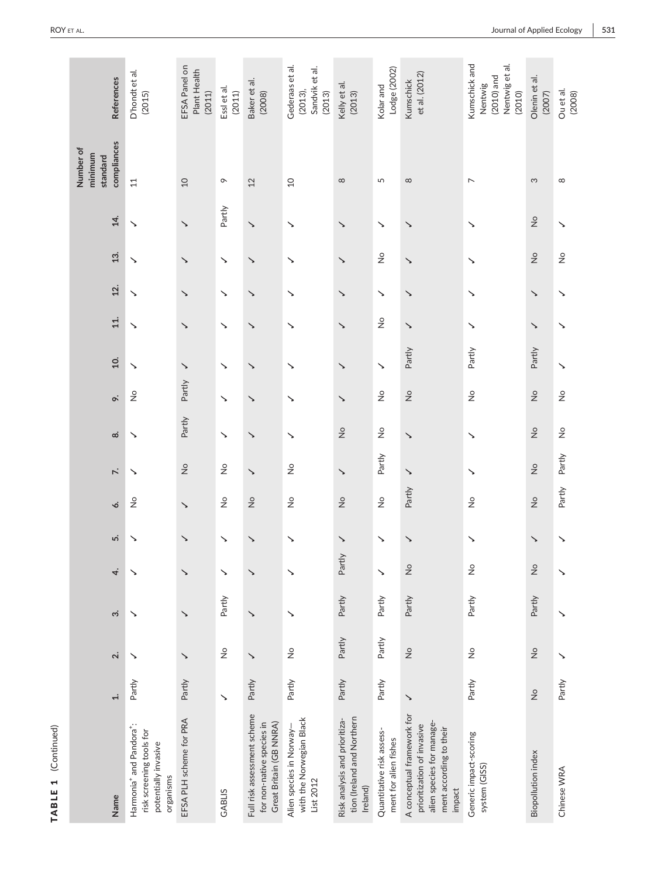**TABLE 1** (Continued)

| Name | 1. | 2. | 3. | 4. | 5. | 6. | 7. | 8. | 9. | 10. | 11. | 12. | 13. | 14. | Number of minimum standard compliances | References |
|---|---|---|---|---|---|---|---|---|---|---|---|---|---|---|---|---|
| Harmonia+ and Pandora+: risk screening tools for potentially invasive organisms | Partly | ✓ | ✓ | ✓ | ✓ | No | ✓ | ✓ | No | ✓ | ✓ | ✓ | ✓ | ✓ | 11 | D'hondt et al. (2015) |
| EFSA PLH scheme for PRA | Partly | ✓ | ✓ | ✓ | ✓ | ✓ | No | Partly | Partly | ✓ | ✓ | ✓ | ✓ | ✓ | 10 | EFSA Panel on Plant Health (2011) |
| GABLIS | ✓ | No | Partly | ✓ | ✓ | No | No | ✓ | ✓ | ✓ | ✓ | ✓ | ✓ | Partly | 9 | Essl et al. (2011) |
| Full risk assessment scheme for non-native species in Great Britain (GB NNRA) | Partly | ✓ | ✓ | ✓ | ✓ | No | ✓ | ✓ | ✓ | ✓ | ✓ | ✓ | ✓ | ✓ | 12 | Baker et al. (2008) |
| Alien species in Norway—with the Norwegian Black List 2012 | Partly | No | ✓ | ✓ | ✓ | No | No | ✓ | ✓ | ✓ | ✓ | ✓ | ✓ | ✓ | 10 | Gederaas et al. (2013), Sandvik et al. (2013) |
| Risk analysis and prioritization (Ireland and Northern Ireland) | Partly | Partly | Partly | Partly | ✓ | No | ✓ | No | ✓ | ✓ | ✓ | ✓ | ✓ | ✓ | 8 | Kelly et al. (2013) |
| Quantitative risk assessment for alien fishes | Partly | Partly | Partly | ✓ | ✓ | No | Partly | No | No | ✓ | No | ✓ | No | ✓ | 5 | Kolar and Lodge (2002) |
| A conceptual framework for prioritization of invasive alien species for management according to their impact | ✓ | No | Partly | No | ✓ | Partly | ✓ | ✓ | No | Partly | ✓ | ✓ | ✓ | ✓ | 8 | Kumschick et al. (2012) |
| Generic impact-scoring system (GISS) | Partly | No | Partly | No | ✓ | No | ✓ | ✓ | No | Partly | ✓ | ✓ | ✓ | ✓ | 7 | Kumschick and Nentwig (2010) and Nentwig et al. (2010) |
| Biopollution index | No | No | Partly | No | ✓ | No | No | No | No | Partly | ✓ | ✓ | No | No | 3 | Olenin et al. (2007) |
| Chinese WRA | Partly | ✓ | ✓ | ✓ | ✓ | Partly | Partly | No | No | ✓ | ✓ | ✓ | No | ✓ | 8 | Ou et al. (2008) |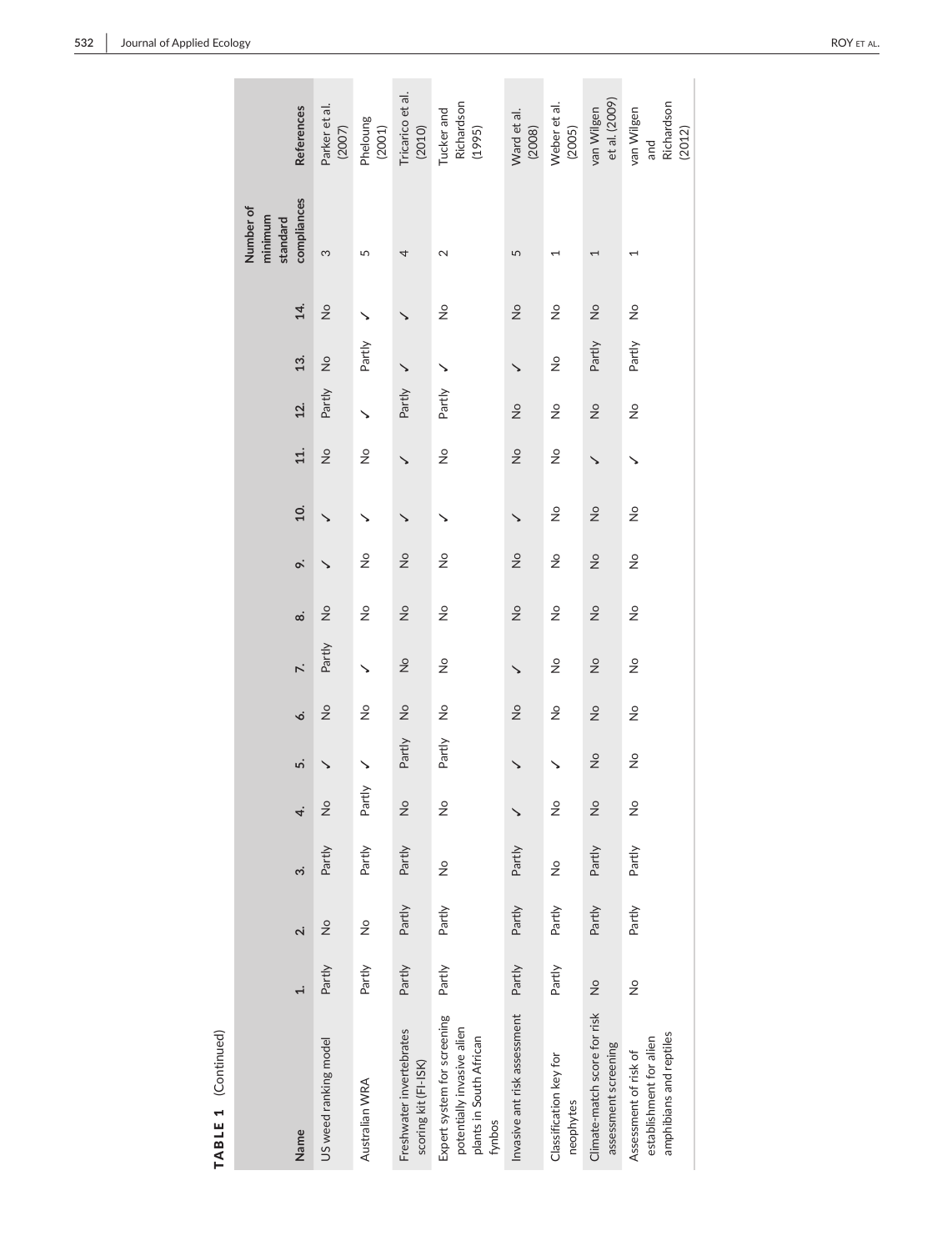**TABLE 1** (Continued)

| Name | 1. | 2. | 3. | 4. | 5. | 6. | 7. | 8. | 9. | 10. | 11. | 12. | 13. | 14. | Number of minimum standard compliances | References |
|---|---|---|---|---|---|---|---|---|---|---|---|---|---|---|---|---|
| US weed ranking model | Partly | No | Partly | No | ✓ | No | Partly | No | ✓ | ✓ | No | Partly | No | No | 3 | Parker et al. (2007) |
| Australian WRA | Partly | No | Partly | Partly | ✓ | No | ✓ | No | No | ✓ | No | ✓ | Partly | ✓ | 5 | Pheloung (2001) |
| Freshwater invertebrates scoring kit (FI-ISK) | Partly | Partly | Partly | No | Partly | No | No | No | No | ✓ | ✓ | Partly | ✓ | ✓ | 4 | Tricarico et al. (2010) |
| Expert system for screening potentially invasive alien plants in South African fynbos | Partly | Partly | No | No | Partly | No | No | No | No | ✓ | No | Partly | ✓ | No | 2 | Tucker and Richardson (1995) |
| Invasive ant risk assessment | Partly | Partly | Partly | ✓ | ✓ | No | ✓ | No | No | ✓ | No | No | ✓ | No | 5 | Ward et al. (2008) |
| Classification key for neophytes | Partly | Partly | No | No | ✓ | No | No | No | No | No | No | No | No | No | 1 | Weber et al. (2005) |
| Climate-match score for risk assessment screening | No | Partly | Partly | No | No | No | No | No | No | No | ✓ | No | Partly | No | 1 | van Wilgen et al. (2009) |
| Assessment of risk of establishment for alien amphibians and reptiles | No | Partly | Partly | No | No | No | No | No | No | No | ✓ | No | Partly | No | 1 | van Wilgen and Richardson (2012) |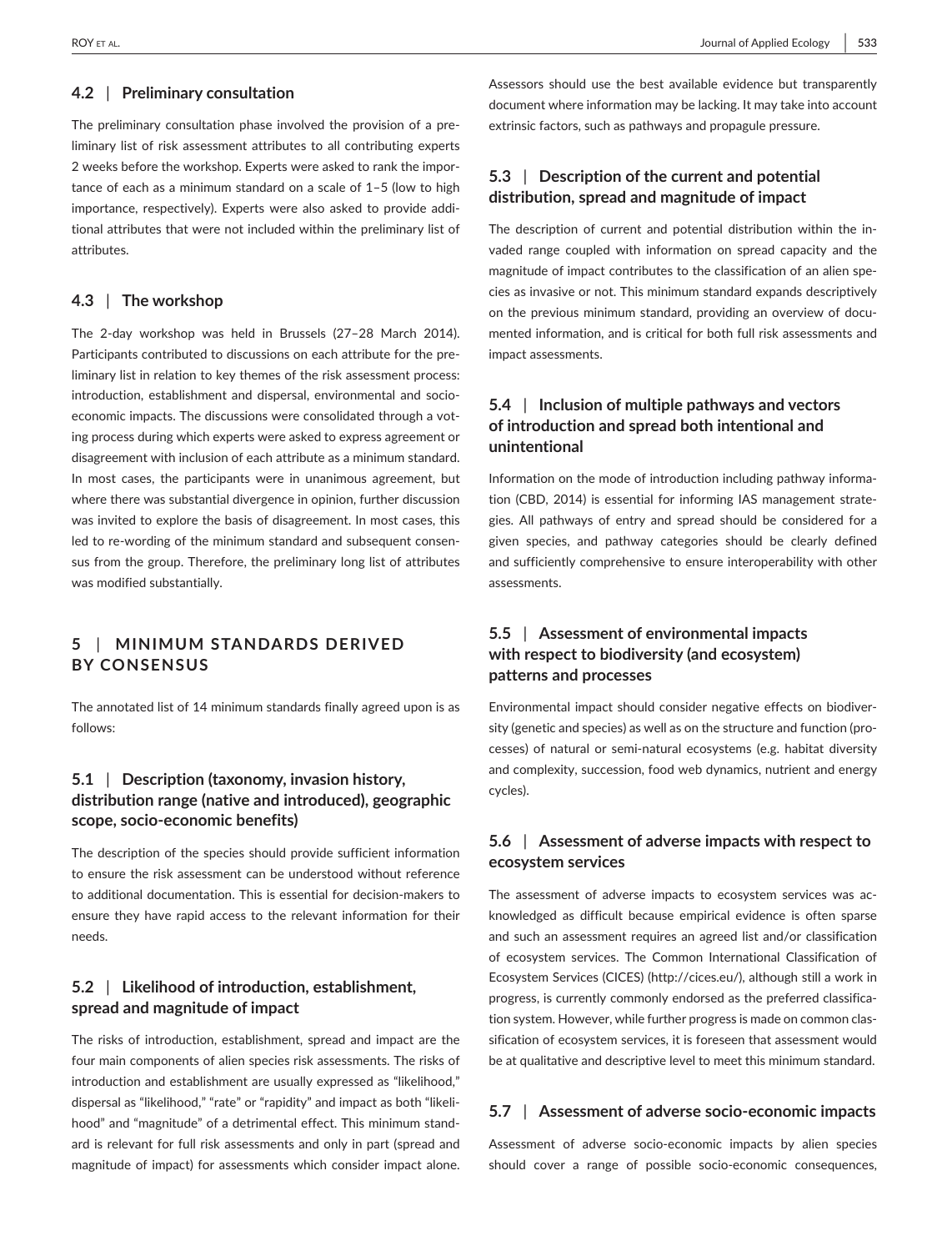### 4.2 | Preliminary consultation

The preliminary consultation phase involved the provision of a preliminary list of risk assessment attributes to all contributing experts 2 weeks before the workshop. Experts were asked to rank the importance of each as a minimum standard on a scale of 1–5 (low to high importance, respectively). Experts were also asked to provide additional attributes that were not included within the preliminary list of attributes.

### 4.3 | The workshop

The 2-day workshop was held in Brussels (27–28 March 2014). Participants contributed to discussions on each attribute for the preliminary list in relation to key themes of the risk assessment process: introduction, establishment and dispersal, environmental and socio-economic impacts. The discussions were consolidated through a voting process during which experts were asked to express agreement or disagreement with inclusion of each attribute as a minimum standard. In most cases, the participants were in unanimous agreement, but where there was substantial divergence in opinion, further discussion was invited to explore the basis of disagreement. In most cases, this led to re-wording of the minimum standard and subsequent consensus from the group. Therefore, the preliminary long list of attributes was modified substantially.

## 5 | MINIMUM STANDARDS DERIVED BY CONSENSUS

The annotated list of 14 minimum standards finally agreed upon is as follows:

### 5.1 | Description (taxonomy, invasion history, distribution range (native and introduced), geographic scope, socio-economic benefits)

The description of the species should provide sufficient information to ensure the risk assessment can be understood without reference to additional documentation. This is essential for decision-makers to ensure they have rapid access to the relevant information for their needs.

### 5.2 | Likelihood of introduction, establishment, spread and magnitude of impact

The risks of introduction, establishment, spread and impact are the four main components of alien species risk assessments. The risks of introduction and establishment are usually expressed as "likelihood," dispersal as "likelihood," "rate" or "rapidity" and impact as both "likelihood" and "magnitude" of a detrimental effect. This minimum standard is relevant for full risk assessments and only in part (spread and magnitude of impact) for assessments which consider impact alone. Assessors should use the best available evidence but transparently document where information may be lacking. It may take into account extrinsic factors, such as pathways and propagule pressure.

### 5.3 | Description of the current and potential distribution, spread and magnitude of impact

The description of current and potential distribution within the invaded range coupled with information on spread capacity and the magnitude of impact contributes to the classification of an alien species as invasive or not. This minimum standard expands descriptively on the previous minimum standard, providing an overview of documented information, and is critical for both full risk assessments and impact assessments.

### 5.4 | Inclusion of multiple pathways and vectors of introduction and spread both intentional and unintentional

Information on the mode of introduction including pathway information (CBD, 2014) is essential for informing IAS management strategies. All pathways of entry and spread should be considered for a given species, and pathway categories should be clearly defined and sufficiently comprehensive to ensure interoperability with other assessments.

### 5.5 | Assessment of environmental impacts with respect to biodiversity (and ecosystem) patterns and processes

Environmental impact should consider negative effects on biodiversity (genetic and species) as well as on the structure and function (processes) of natural or semi-natural ecosystems (e.g. habitat diversity and complexity, succession, food web dynamics, nutrient and energy cycles).

### 5.6 | Assessment of adverse impacts with respect to ecosystem services

The assessment of adverse impacts to ecosystem services was acknowledged as difficult because empirical evidence is often sparse and such an assessment requires an agreed list and/or classification of ecosystem services. The Common International Classification of Ecosystem Services (CICES) (http://cices.eu/), although still a work in progress, is currently commonly endorsed as the preferred classification system. However, while further progress is made on common classification of ecosystem services, it is foreseen that assessment would be at qualitative and descriptive level to meet this minimum standard.

### 5.7 | Assessment of adverse socio-economic impacts

Assessment of adverse socio-economic impacts by alien species should cover a range of possible socio-economic consequences,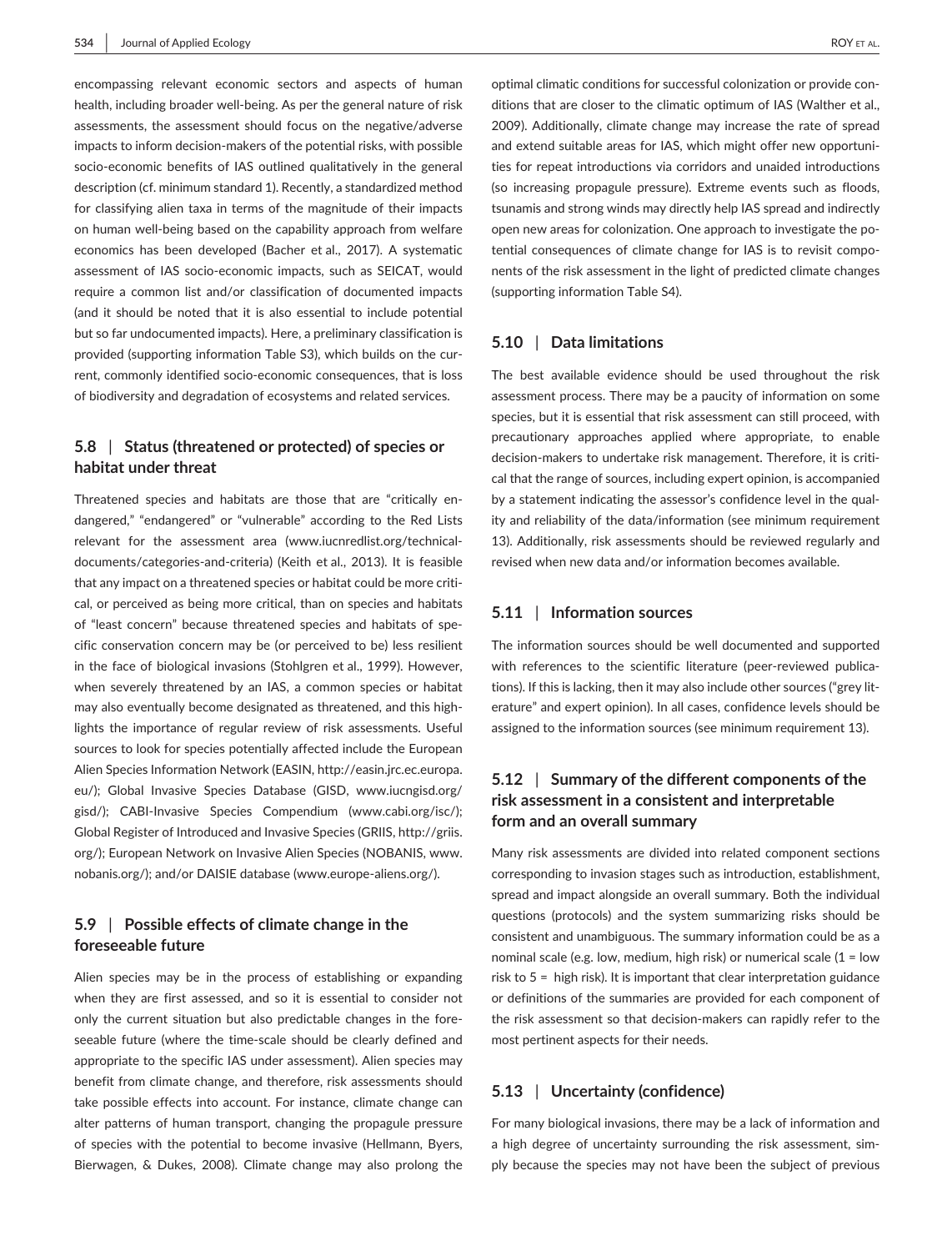encompassing relevant economic sectors and aspects of human health, including broader well-being. As per the general nature of risk assessments, the assessment should focus on the negative/adverse impacts to inform decision-makers of the potential risks, with possible socio-economic benefits of IAS outlined qualitatively in the general description (cf. minimum standard 1). Recently, a standardized method for classifying alien taxa in terms of the magnitude of their impacts on human well-being based on the capability approach from welfare economics has been developed (Bacher et al., 2017). A systematic assessment of IAS socio-economic impacts, such as SEICAT, would require a common list and/or classification of documented impacts (and it should be noted that it is also essential to include potential but so far undocumented impacts). Here, a preliminary classification is provided (supporting information Table S3), which builds on the current, commonly identified socio-economic consequences, that is loss of biodiversity and degradation of ecosystems and related services.

## 5.8 | Status (threatened or protected) of species or habitat under threat

Threatened species and habitats are those that are "critically endangered," "endangered" or "vulnerable" according to the Red Lists relevant for the assessment area (www.iucnredlist.org/technical-documents/categories-and-criteria) (Keith et al., 2013). It is feasible that any impact on a threatened species or habitat could be more critical, or perceived as being more critical, than on species and habitats of "least concern" because threatened species and habitats of specific conservation concern may be (or perceived to be) less resilient in the face of biological invasions (Stohlgren et al., 1999). However, when severely threatened by an IAS, a common species or habitat may also eventually become designated as threatened, and this highlights the importance of regular review of risk assessments. Useful sources to look for species potentially affected include the European Alien Species Information Network (EASIN, http://easin.jrc.ec.europa.eu/); Global Invasive Species Database (GISD, www.iucngisd.org/gisd/); CABI-Invasive Species Compendium (www.cabi.org/isc/); Global Register of Introduced and Invasive Species (GRIIS, http://griis.org/); European Network on Invasive Alien Species (NOBANIS, www.nobanis.org/); and/or DAISIE database (www.europe-aliens.org/).

## 5.9 | Possible effects of climate change in the foreseeable future

Alien species may be in the process of establishing or expanding when they are first assessed, and so it is essential to consider not only the current situation but also predictable changes in the foreseeable future (where the time-scale should be clearly defined and appropriate to the specific IAS under assessment). Alien species may benefit from climate change, and therefore, risk assessments should take possible effects into account. For instance, climate change can alter patterns of human transport, changing the propagule pressure of species with the potential to become invasive (Hellmann, Byers, Bierwagen, & Dukes, 2008). Climate change may also prolong the optimal climatic conditions for successful colonization or provide conditions that are closer to the climatic optimum of IAS (Walther et al., 2009). Additionally, climate change may increase the rate of spread and extend suitable areas for IAS, which might offer new opportunities for repeat introductions via corridors and unaided introductions (so increasing propagule pressure). Extreme events such as floods, tsunamis and strong winds may directly help IAS spread and indirectly open new areas for colonization. One approach to investigate the potential consequences of climate change for IAS is to revisit components of the risk assessment in the light of predicted climate changes (supporting information Table S4).

## 5.10 | Data limitations

The best available evidence should be used throughout the risk assessment process. There may be a paucity of information on some species, but it is essential that risk assessment can still proceed, with precautionary approaches applied where appropriate, to enable decision-makers to undertake risk management. Therefore, it is critical that the range of sources, including expert opinion, is accompanied by a statement indicating the assessor's confidence level in the quality and reliability of the data/information (see minimum requirement 13). Additionally, risk assessments should be reviewed regularly and revised when new data and/or information becomes available.

## 5.11 | Information sources

The information sources should be well documented and supported with references to the scientific literature (peer-reviewed publications). If this is lacking, then it may also include other sources ("grey literature" and expert opinion). In all cases, confidence levels should be assigned to the information sources (see minimum requirement 13).

## 5.12 | Summary of the different components of the risk assessment in a consistent and interpretable form and an overall summary

Many risk assessments are divided into related component sections corresponding to invasion stages such as introduction, establishment, spread and impact alongside an overall summary. Both the individual questions (protocols) and the system summarizing risks should be consistent and unambiguous. The summary information could be as a nominal scale (e.g. low, medium, high risk) or numerical scale (1 = low risk to 5 = high risk). It is important that clear interpretation guidance or definitions of the summaries are provided for each component of the risk assessment so that decision-makers can rapidly refer to the most pertinent aspects for their needs.

## 5.13 | Uncertainty (confidence)

For many biological invasions, there may be a lack of information and a high degree of uncertainty surrounding the risk assessment, simply because the species may not have been the subject of previous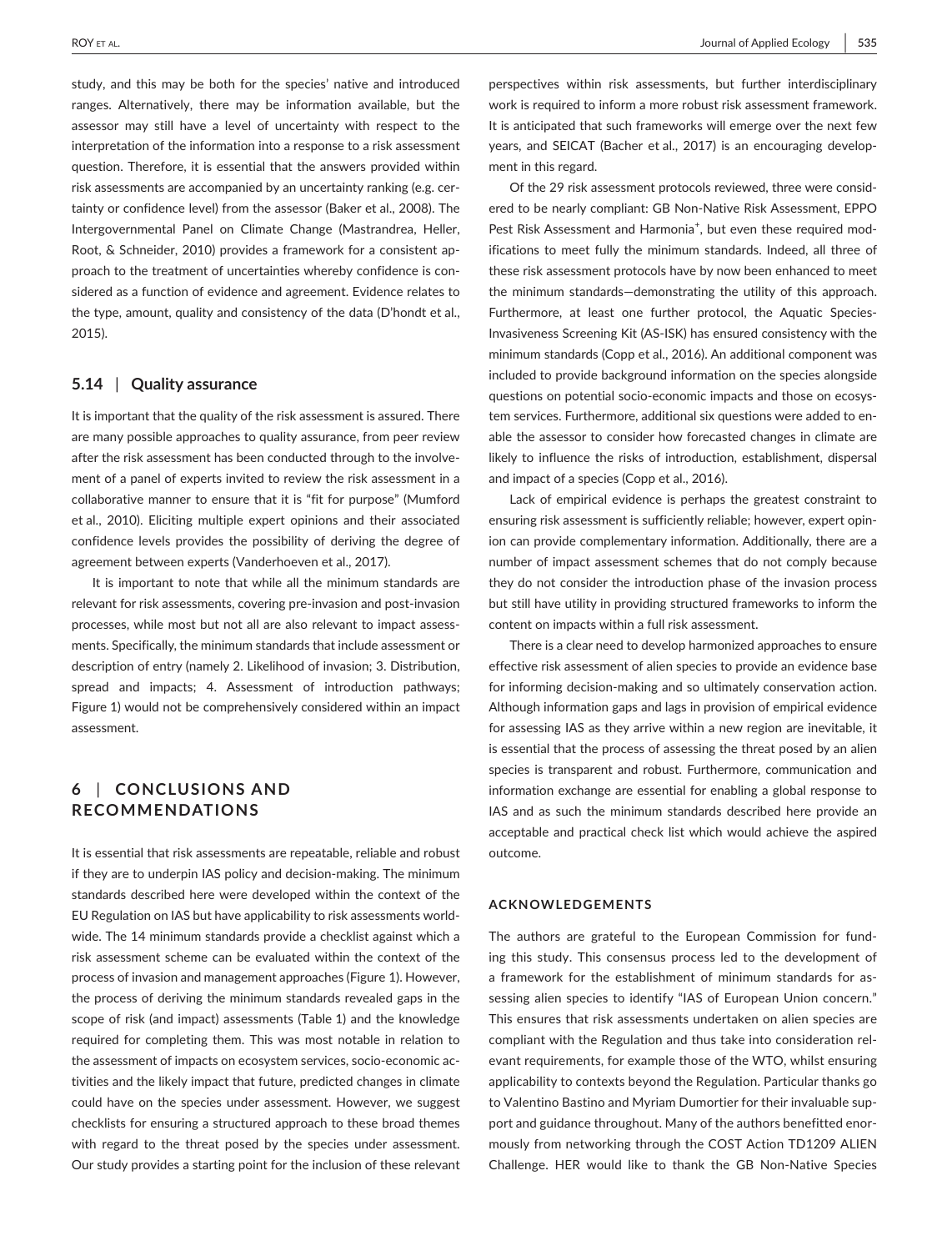study, and this may be both for the species' native and introduced ranges. Alternatively, there may be information available, but the assessor may still have a level of uncertainty with respect to the interpretation of the information into a response to a risk assessment question. Therefore, it is essential that the answers provided within risk assessments are accompanied by an uncertainty ranking (e.g. certainty or confidence level) from the assessor (Baker et al., 2008). The Intergovernmental Panel on Climate Change (Mastrandrea, Heller, Root, & Schneider, 2010) provides a framework for a consistent approach to the treatment of uncertainties whereby confidence is considered as a function of evidence and agreement. Evidence relates to the type, amount, quality and consistency of the data (D'hondt et al., 2015).

### 5.14 | Quality assurance

It is important that the quality of the risk assessment is assured. There are many possible approaches to quality assurance, from peer review after the risk assessment has been conducted through to the involvement of a panel of experts invited to review the risk assessment in a collaborative manner to ensure that it is "fit for purpose" (Mumford et al., 2010). Eliciting multiple expert opinions and their associated confidence levels provides the possibility of deriving the degree of agreement between experts (Vanderhoeven et al., 2017).

It is important to note that while all the minimum standards are relevant for risk assessments, covering pre-invasion and post-invasion processes, while most but not all are also relevant to impact assessments. Specifically, the minimum standards that include assessment or description of entry (namely 2. Likelihood of invasion; 3. Distribution, spread and impacts; 4. Assessment of introduction pathways; Figure 1) would not be comprehensively considered within an impact assessment.

## 6 | CONCLUSIONS AND RECOMMENDATIONS

It is essential that risk assessments are repeatable, reliable and robust if they are to underpin IAS policy and decision-making. The minimum standards described here were developed within the context of the EU Regulation on IAS but have applicability to risk assessments worldwide. The 14 minimum standards provide a checklist against which a risk assessment scheme can be evaluated within the context of the process of invasion and management approaches (Figure 1). However, the process of deriving the minimum standards revealed gaps in the scope of risk (and impact) assessments (Table 1) and the knowledge required for completing them. This was most notable in relation to the assessment of impacts on ecosystem services, socio-economic activities and the likely impact that future, predicted changes in climate could have on the species under assessment. However, we suggest checklists for ensuring a structured approach to these broad themes with regard to the threat posed by the species under assessment. Our study provides a starting point for the inclusion of these relevant perspectives within risk assessments, but further interdisciplinary work is required to inform a more robust risk assessment framework. It is anticipated that such frameworks will emerge over the next few years, and SEICAT (Bacher et al., 2017) is an encouraging development in this regard.

Of the 29 risk assessment protocols reviewed, three were considered to be nearly compliant: GB Non-Native Risk Assessment, EPPO Pest Risk Assessment and Harmonia+, but even these required modifications to meet fully the minimum standards. Indeed, all three of these risk assessment protocols have by now been enhanced to meet the minimum standards—demonstrating the utility of this approach. Furthermore, at least one further protocol, the Aquatic Species-Invasiveness Screening Kit (AS-ISK) has ensured consistency with the minimum standards (Copp et al., 2016). An additional component was included to provide background information on the species alongside questions on potential socio-economic impacts and those on ecosystem services. Furthermore, additional six questions were added to enable the assessor to consider how forecasted changes in climate are likely to influence the risks of introduction, establishment, dispersal and impact of a species (Copp et al., 2016).

Lack of empirical evidence is perhaps the greatest constraint to ensuring risk assessment is sufficiently reliable; however, expert opinion can provide complementary information. Additionally, there are a number of impact assessment schemes that do not comply because they do not consider the introduction phase of the invasion process but still have utility in providing structured frameworks to inform the content on impacts within a full risk assessment.

There is a clear need to develop harmonized approaches to ensure effective risk assessment of alien species to provide an evidence base for informing decision-making and so ultimately conservation action. Although information gaps and lags in provision of empirical evidence for assessing IAS as they arrive within a new region are inevitable, it is essential that the process of assessing the threat posed by an alien species is transparent and robust. Furthermore, communication and information exchange are essential for enabling a global response to IAS and as such the minimum standards described here provide an acceptable and practical check list which would achieve the aspired outcome.

## ACKNOWLEDGEMENTS

The authors are grateful to the European Commission for funding this study. This consensus process led to the development of a framework for the establishment of minimum standards for assessing alien species to identify "IAS of European Union concern." This ensures that risk assessments undertaken on alien species are compliant with the Regulation and thus take into consideration relevant requirements, for example those of the WTO, whilst ensuring applicability to contexts beyond the Regulation. Particular thanks go to Valentino Bastino and Myriam Dumortier for their invaluable support and guidance throughout. Many of the authors benefitted enormously from networking through the COST Action TD1209 ALIEN Challenge. HER would like to thank the GB Non-Native Species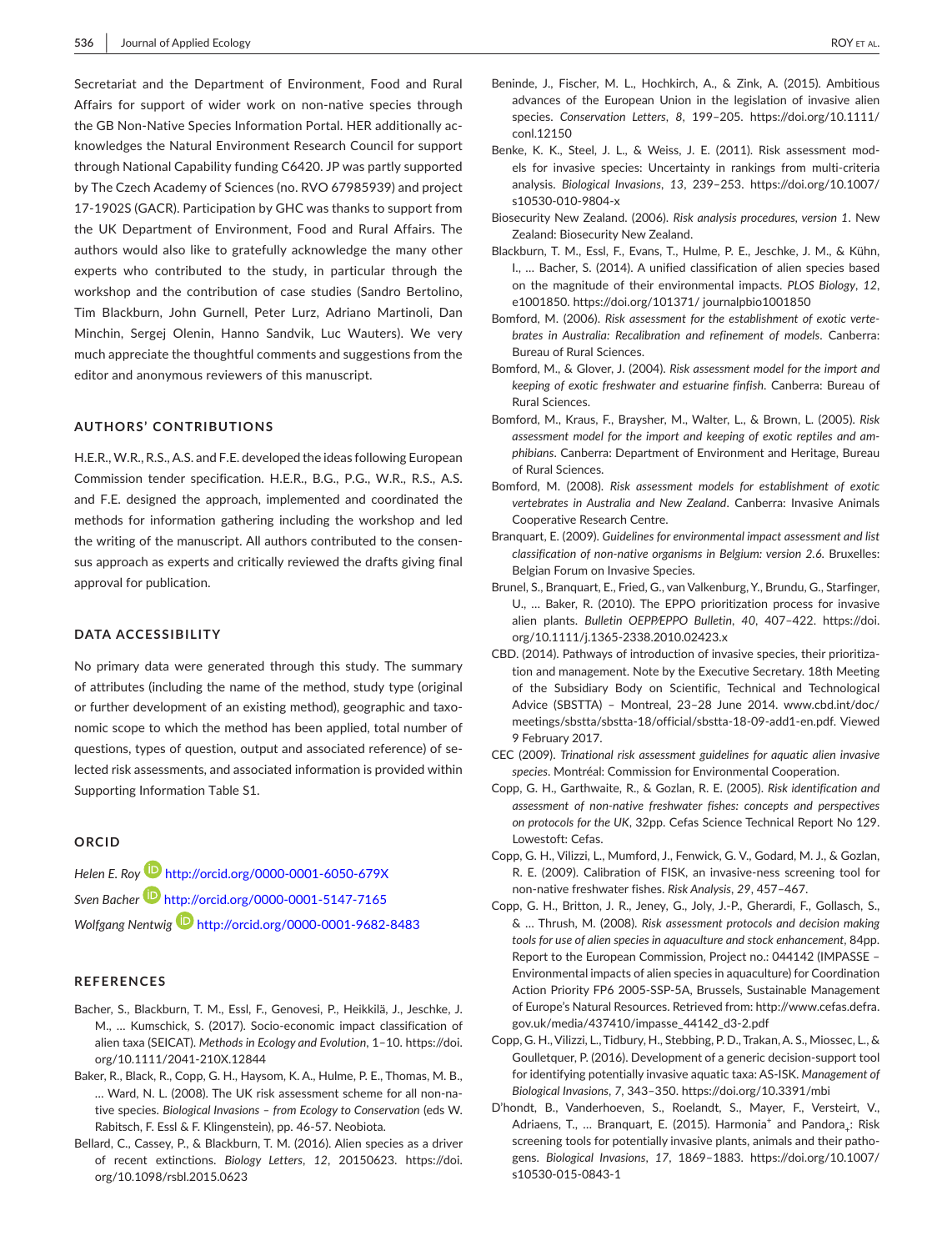Secretariat and the Department of Environment, Food and Rural Affairs for support of wider work on non-native species through the GB Non-Native Species Information Portal. HER additionally acknowledges the Natural Environment Research Council for support through National Capability funding C6420. JP was partly supported by The Czech Academy of Sciences (no. RVO 67985939) and project 17-19025S (GACR). Participation by GHC was thanks to support from the UK Department of Environment, Food and Rural Affairs. The authors would also like to gratefully acknowledge the many other experts who contributed to the study, in particular through the workshop and the contribution of case studies (Sandro Bertolino, Tim Blackburn, John Gurnell, Peter Lurz, Adriano Martinoli, Dan Minchin, Sergej Olenin, Hanno Sandvik, Luc Wauters). We very much appreciate the thoughtful comments and suggestions from the editor and anonymous reviewers of this manuscript.

## AUTHORS' CONTRIBUTIONS

H.E.R., W.R., R.S., A.S. and F.E. developed the ideas following European Commission tender specification. H.E.R., B.G., P.G., W.R., R.S., A.S. and F.E. designed the approach, implemented and coordinated the methods for information gathering including the workshop and led the writing of the manuscript. All authors contributed to the consensus approach as experts and critically reviewed the drafts giving final approval for publication.

## DATA ACCESSIBILITY

No primary data were generated through this study. The summary of attributes (including the name of the method, study type (original or further development of an existing method), geographic and taxonomic scope to which the method has been applied, total number of questions, types of question, output and associated reference) of selected risk assessments, and associated information is provided within Supporting Information Table S1.

## ORCID

*Helen E. Roy* http://orcid.org/0000-0001-6050-679X

*Sven Bacher* http://orcid.org/0000-0001-5147-7165

*Wolfgang Nentwig* http://orcid.org/0000-0001-9682-8483

## REFERENCES

Bacher, S., Blackburn, T. M., Essl, F., Genovesi, P., Heikkilä, J., Jeschke, J. M., … Kumschick, S. (2017). Socio-economic impact classification of alien taxa (SEICAT). *Methods in Ecology and Evolution*, 1–10. https://doi.org/10.1111/2041-210X.12844

Baker, R., Black, R., Copp, G. H., Haysom, K. A., Hulme, P. E., Thomas, M. B., … Ward, N. L. (2008). The UK risk assessment scheme for all non-native species. *Biological Invasions – from Ecology to Conservation* (eds W. Rabitsch, F. Essl & F. Klingenstein), pp. 46-57. Neobiota.

Bellard, C., Cassey, P., & Blackburn, T. M. (2016). Alien species as a driver of recent extinctions. *Biology Letters*, *12*, 20150623. https://doi.org/10.1098/rsbl.2015.0623

Beninde, J., Fischer, M. L., Hochkirch, A., & Zink, A. (2015). Ambitious advances of the European Union in the legislation of invasive alien species. *Conservation Letters*, *8*, 199–205. https://doi.org/10.1111/conl.12150

Benke, K. K., Steel, J. L., & Weiss, J. E. (2011). Risk assessment models for invasive species: Uncertainty in rankings from multi-criteria analysis. *Biological Invasions*, *13*, 239–253. https://doi.org/10.1007/s10530-010-9804-x

Biosecurity New Zealand. (2006). *Risk analysis procedures, version 1*. New Zealand: Biosecurity New Zealand.

Blackburn, T. M., Essl, F., Evans, T., Hulme, P. E., Jeschke, J. M., & Kühn, I., … Bacher, S. (2014). A unified classification of alien species based on the magnitude of their environmental impacts. *PLOS Biology*, *12*, e1001850. https://doi.org/101371/ journalpbio1001850

Bomford, M. (2006). *Risk assessment for the establishment of exotic vertebrates in Australia: Recalibration and refinement of models*. Canberra: Bureau of Rural Sciences.

Bomford, M., & Glover, J. (2004). *Risk assessment model for the import and keeping of exotic freshwater and estuarine finfish*. Canberra: Bureau of Rural Sciences.

Bomford, M., Kraus, F., Braysher, M., Walter, L., & Brown, L. (2005). *Risk assessment model for the import and keeping of exotic reptiles and amphibians*. Canberra: Department of Environment and Heritage, Bureau of Rural Sciences.

Bomford, M. (2008). *Risk assessment models for establishment of exotic vertebrates in Australia and New Zealand*. Canberra: Invasive Animals Cooperative Research Centre.

Branquart, E. (2009). *Guidelines for environmental impact assessment and list classification of non-native organisms in Belgium: version 2.6.* Bruxelles: Belgian Forum on Invasive Species.

Brunel, S., Branquart, E., Fried, G., van Valkenburg, Y., Brundu, G., Starfinger, U., … Baker, R. (2010). The EPPO prioritization process for invasive alien plants. *Bulletin OEPP/EPPO Bulletin*, *40*, 407–422. https://doi.org/10.1111/j.1365-2338.2010.02423.x

CBD. (2014). Pathways of introduction of invasive species, their prioritization and management. Note by the Executive Secretary. 18th Meeting of the Subsidiary Body on Scientific, Technical and Technological Advice (SBSTTA) – Montreal, 23–28 June 2014. www.cbd.int/doc/meetings/sbstta/sbstta-18/official/sbstta-18-09-add1-en.pdf. Viewed 9 February 2017.

CEC (2009). *Trinational risk assessment guidelines for aquatic alien invasive species*. Montréal: Commission for Environmental Cooperation.

Copp, G. H., Garthwaite, R., & Gozlan, R. E. (2005). *Risk identification and assessment of non-native freshwater fishes: concepts and perspectives on protocols for the UK*, 32pp. Cefas Science Technical Report No 129. Lowestoft: Cefas.

Copp, G. H., Vilizzi, L., Mumford, J., Fenwick, G. V., Godard, M. J., & Gozlan, R. E. (2009). Calibration of FISK, an invasive-ness screening tool for non-native freshwater fishes. *Risk Analysis*, *29*, 457–467.

Copp, G. H., Britton, J. R., Jeney, G., Joly, J.-P., Gherardi, F., Gollasch, S., & … Thrush, M. (2008). *Risk assessment protocols and decision making tools for use of alien species in aquaculture and stock enhancement*, 84pp. Report to the European Commission, Project no.: 044142 (IMPASSE – Environmental impacts of alien species in aquaculture) for Coordination Action Priority FP6 2005-SSP-5A, Brussels, Sustainable Management of Europe's Natural Resources. Retrieved from: http://www.cefas.defra.gov.uk/media/437410/impasse_44142_d3-2.pdf

Copp, G. H., Vilizzi, L., Tidbury, H., Stebbing, P. D., Trakan, A. S., Miossec, L., & Goulletquer, P. (2016). Development of a generic decision-support tool for identifying potentially invasive aquatic taxa: AS-ISK. *Management of Biological Invasions*, *7*, 343–350. https://doi.org/10.3391/mbi

D'hondt, B., Vanderhoeven, S., Roelandt, S., Mayer, F., Versteirt, V., Adriaens, T., … Branquart, E. (2015). Harmonia+ and Pandora+: Risk screening tools for potentially invasive plants, animals and their pathogens. *Biological Invasions*, *17*, 1869–1883. https://doi.org/10.1007/s10530-015-0843-1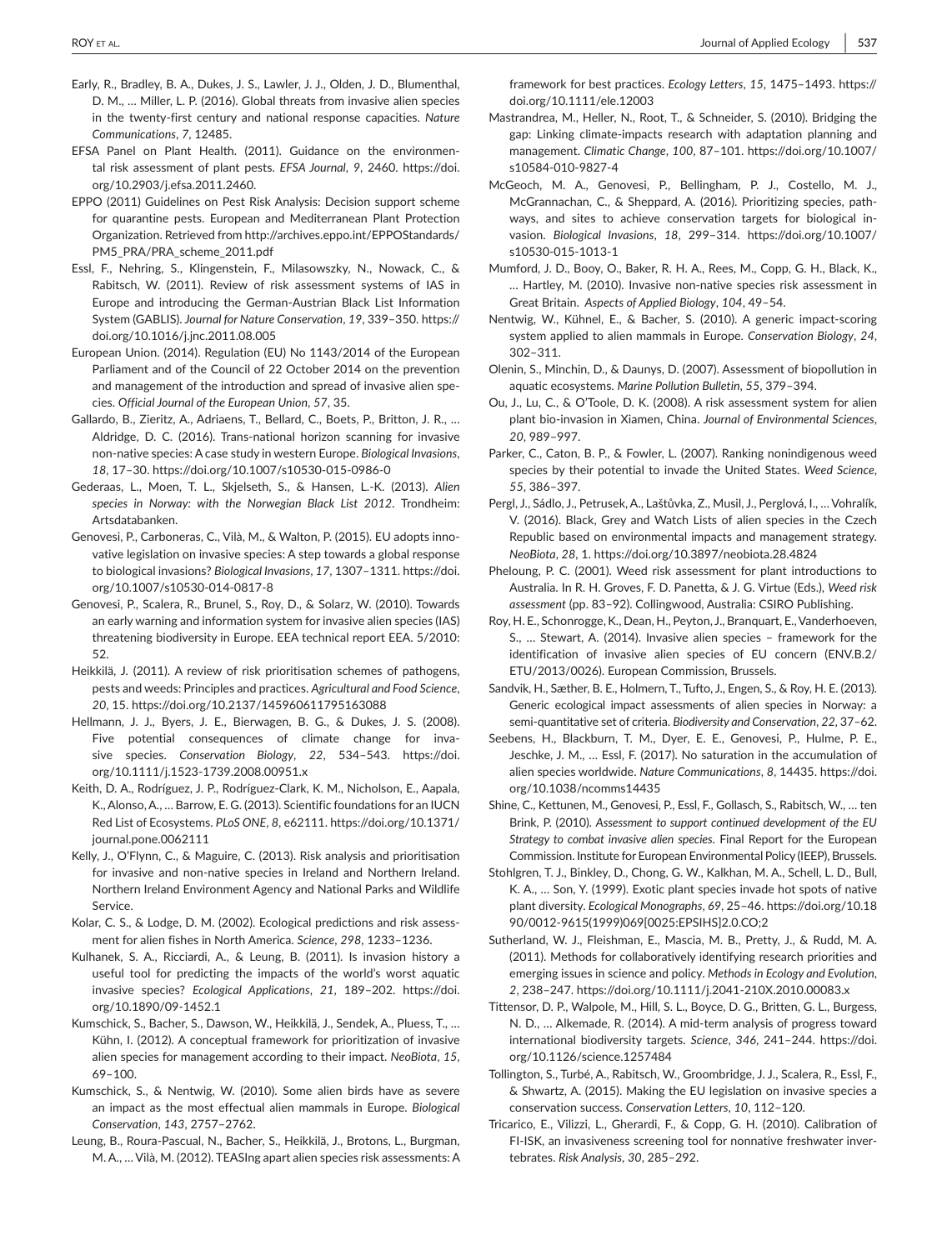Early, R., Bradley, B. A., Dukes, J. S., Lawler, J. J., Olden, J. D., Blumenthal, D. M., … Miller, L. P. (2016). Global threats from invasive alien species in the twenty-first century and national response capacities. *Nature Communications*, *7*, 12485.

EFSA Panel on Plant Health. (2011). Guidance on the environmental risk assessment of plant pests. *EFSA Journal*, *9*, 2460. https://doi.org/10.2903/j.efsa.2011.2460.

EPPO (2011) Guidelines on Pest Risk Analysis: Decision support scheme for quarantine pests. European and Mediterranean Plant Protection Organization. Retrieved from http://archives.eppo.int/EPPOStandards/PM5_PRA/PRA_scheme_2011.pdf

Essl, F., Nehring, S., Klingenstein, F., Milasowszky, N., Nowack, C., & Rabitsch, W. (2011). Review of risk assessment systems of IAS in Europe and introducing the German-Austrian Black List Information System (GABLIS). *Journal for Nature Conservation*, *19*, 339–350. https://doi.org/10.1016/j.jnc.2011.08.005

European Union. (2014). Regulation (EU) No 1143/2014 of the European Parliament and of the Council of 22 October 2014 on the prevention and management of the introduction and spread of invasive alien species. *Official Journal of the European Union*, *57*, 35.

Gallardo, B., Zieritz, A., Adriaens, T., Bellard, C., Boets, P., Britton, J. R., … Aldridge, D. C. (2016). Trans-national horizon scanning for invasive non-native species: A case study in western Europe. *Biological Invasions*, *18*, 17–30. https://doi.org/10.1007/s10530-015-0986-0

Gederaas, L., Moen, T. L., Skjelseth, S., & Hansen, L.-K. (2013). *Alien species in Norway: with the Norwegian Black List 2012*. Trondheim: Artsdatabanken.

Genovesi, P., Carboneras, C., Vilà, M., & Walton, P. (2015). EU adopts innovative legislation on invasive species: A step towards a global response to biological invasions? *Biological Invasions*, *17*, 1307–1311. https://doi.org/10.1007/s10530-014-0817-8

Genovesi, P., Scalera, R., Brunel, S., Roy, D., & Solarz, W. (2010). Towards an early warning and information system for invasive alien species (IAS) threatening biodiversity in Europe. EEA technical report EEA. 5/2010: 52.

Heikkilä, J. (2011). A review of risk prioritisation schemes of pathogens, pests and weeds: Principles and practices. *Agricultural and Food Science*, *20*, 15. https://doi.org/10.2137/145960611795163088

Hellmann, J. J., Byers, J. E., Bierwagen, B. G., & Dukes, J. S. (2008). Five potential consequences of climate change for invasive species. *Conservation Biology*, *22*, 534–543. https://doi.org/10.1111/j.1523-1739.2008.00951.x

Keith, D. A., Rodríguez, J. P., Rodríguez-Clark, K. M., Nicholson, E., Aapala, K., Alonso, A., … Barrow, E. G. (2013). Scientific foundations for an IUCN Red List of Ecosystems. *PLoS ONE*, *8*, e62111. https://doi.org/10.1371/journal.pone.0062111

Kelly, J., O'Flynn, C., & Maguire, C. (2013). Risk analysis and prioritisation for invasive and non-native species in Ireland and Northern Ireland. Northern Ireland Environment Agency and National Parks and Wildlife Service.

Kolar, C. S., & Lodge, D. M. (2002). Ecological predictions and risk assessment for alien fishes in North America. *Science*, *298*, 1233–1236.

Kulhanek, S. A., Ricciardi, A., & Leung, B. (2011). Is invasion history a useful tool for predicting the impacts of the world's worst aquatic invasive species? *Ecological Applications*, *21*, 189–202. https://doi.org/10.1890/09-1452.1

Kumschick, S., Bacher, S., Dawson, W., Heikkilä, J., Sendek, A., Pluess, T., … Kühn, I. (2012). A conceptual framework for prioritization of invasive alien species for management according to their impact. *NeoBiota*, *15*, 69–100.

Kumschick, S., & Nentwig, W. (2010). Some alien birds have as severe an impact as the most effectual alien mammals in Europe. *Biological Conservation*, *143*, 2757–2762.

Leung, B., Roura-Pascual, N., Bacher, S., Heikkilä, J., Brotons, L., Burgman, M. A., … Vilà, M. (2012). TEASIng apart alien species risk assessments: A framework for best practices. *Ecology Letters*, *15*, 1475–1493. https://doi.org/10.1111/ele.12003

Mastrandrea, M., Heller, N., Root, T., & Schneider, S. (2010). Bridging the gap: Linking climate-impacts research with adaptation planning and management. *Climatic Change*, *100*, 87–101. https://doi.org/10.1007/s10584-010-9827-4

McGeoch, M. A., Genovesi, P., Bellingham, P. J., Costello, M. J., McGrannachan, C., & Sheppard, A. (2016). Prioritizing species, pathways, and sites to achieve conservation targets for biological invasion. *Biological Invasions*, *18*, 299–314. https://doi.org/10.1007/s10530-015-1013-1

Mumford, J. D., Booy, O., Baker, R. H. A., Rees, M., Copp, G. H., Black, K., … Hartley, M. (2010). Invasive non-native species risk assessment in Great Britain. *Aspects of Applied Biology*, *104*, 49–54.

Nentwig, W., Kühnel, E., & Bacher, S. (2010). A generic impact-scoring system applied to alien mammals in Europe. *Conservation Biology*, *24*, 302–311.

Olenin, S., Minchin, D., & Daunys, D. (2007). Assessment of biopollution in aquatic ecosystems. *Marine Pollution Bulletin*, *55*, 379–394.

Ou, J., Lu, C., & O'Toole, D. K. (2008). A risk assessment system for alien plant bio-invasion in Xiamen, China. *Journal of Environmental Sciences*, *20*, 989–997.

Parker, C., Caton, B. P., & Fowler, L. (2007). Ranking nonindigenous weed species by their potential to invade the United States. *Weed Science*, *55*, 386–397.

Pergl, J., Sádlo, J., Petrusek, A., Laštůvka, Z., Musil, J., Perglová, I., … Vohralík, V. (2016). Black, Grey and Watch Lists of alien species in the Czech Republic based on environmental impacts and management strategy. *NeoBiota*, *28*, 1. https://doi.org/10.3897/neobiota.28.4824

Pheloung, P. C. (2001). Weed risk assessment for plant introductions to Australia. In R. H. Groves, F. D. Panetta, & J. G. Virtue (Eds.), *Weed risk assessment* (pp. 83–92). Collingwood, Australia: CSIRO Publishing.

Roy, H. E., Schonrogge, K., Dean, H., Peyton, J., Branquart, E., Vanderhoeven, S., … Stewart, A. (2014). Invasive alien species – framework for the identification of invasive alien species of EU concern (ENV.B.2/ETU/2013/0026). European Commission, Brussels.

Sandvik, H., Sæther, B. E., Holmern, T., Tufto, J., Engen, S., & Roy, H. E. (2013). Generic ecological impact assessments of alien species in Norway: a semi-quantitative set of criteria. *Biodiversity and Conservation*, *22*, 37–62.

Seebens, H., Blackburn, T. M., Dyer, E. E., Genovesi, P., Hulme, P. E., Jeschke, J. M., … Essl, F. (2017). No saturation in the accumulation of alien species worldwide. *Nature Communications*, *8*, 14435. https://doi.org/10.1038/ncomms14435

Shine, C., Kettunen, M., Genovesi, P., Essl, F., Gollasch, S., Rabitsch, W., … ten Brink, P. (2010). *Assessment to support continued development of the EU Strategy to combat invasive alien species*. Final Report for the European Commission. Institute for European Environmental Policy (IEEP), Brussels.

Stohlgren, T. J., Binkley, D., Chong, G. W., Kalkhan, M. A., Schell, L. D., Bull, K. A., … Son, Y. (1999). Exotic plant species invade hot spots of native plant diversity. *Ecological Monographs*, *69*, 25–46. https://doi.org/10.1890/0012-9615(1999)069[0025:EPSIHS]2.0.CO;2

Sutherland, W. J., Fleishman, E., Mascia, M. B., Pretty, J., & Rudd, M. A. (2011). Methods for collaboratively identifying research priorities and emerging issues in science and policy. *Methods in Ecology and Evolution*, *2*, 238–247. https://doi.org/10.1111/j.2041-210X.2010.00083.x

Tittensor, D. P., Walpole, M., Hill, S. L., Boyce, D. G., Britten, G. L., Burgess, N. D., … Alkemade, R. (2014). A mid-term analysis of progress toward international biodiversity targets. *Science*, *346*, 241–244. https://doi.org/10.1126/science.1257484

Tollington, S., Turbé, A., Rabitsch, W., Groombridge, J. J., Scalera, R., Essl, F., & Shwartz, A. (2015). Making the EU legislation on invasive species a conservation success. *Conservation Letters*, *10*, 112–120.

Tricarico, E., Vilizzi, L., Gherardi, F., & Copp, G. H. (2010). Calibration of FI-ISK, an invasiveness screening tool for nonnative freshwater invertebrates. *Risk Analysis*, *30*, 285–292.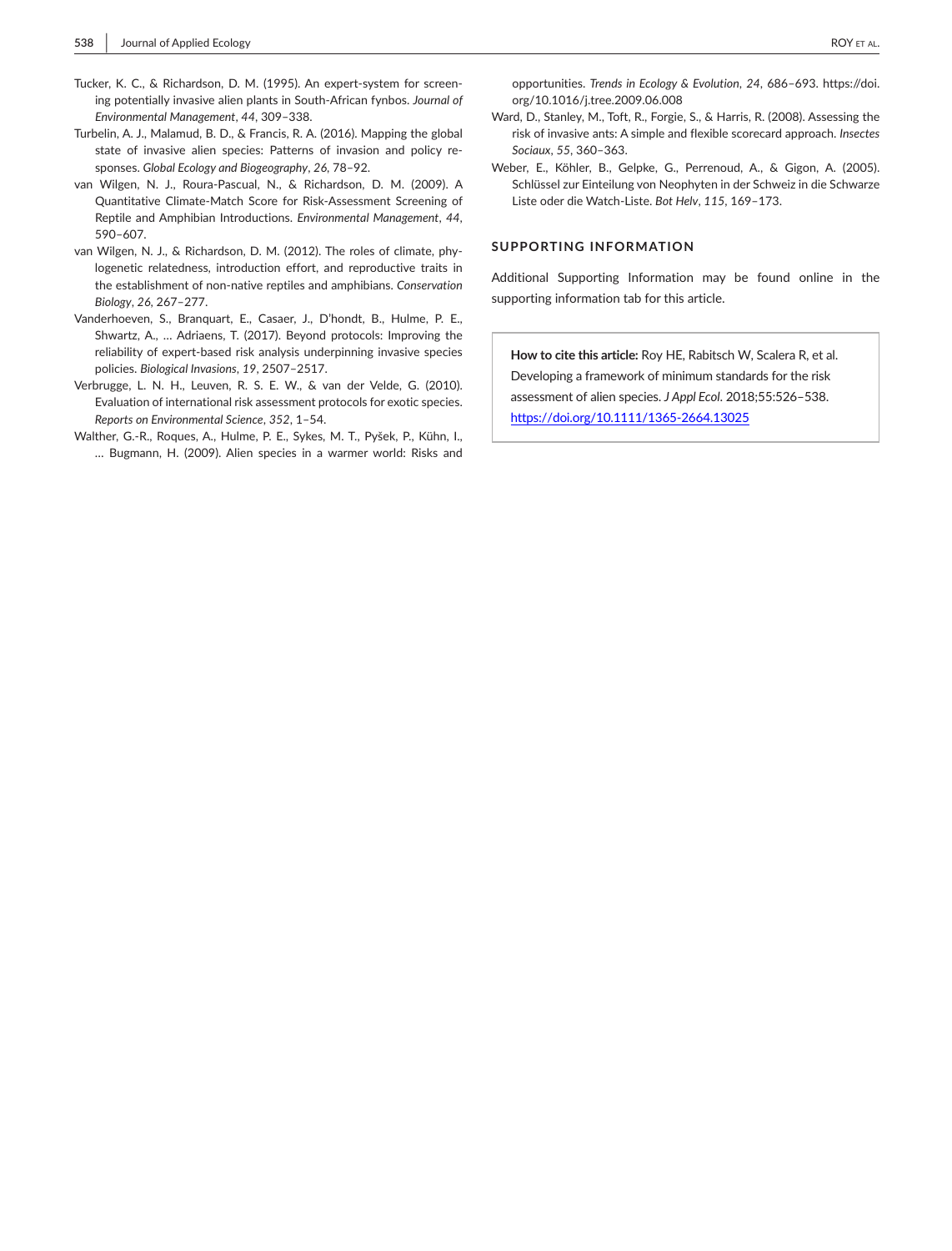Tucker, K. C., & Richardson, D. M. (1995). An expert-system for screening potentially invasive alien plants in South-African fynbos. *Journal of Environmental Management*, *44*, 309–338.

Turbelin, A. J., Malamud, B. D., & Francis, R. A. (2016). Mapping the global state of invasive alien species: Patterns of invasion and policy responses. *Global Ecology and Biogeography*, *26*, 78–92.

van Wilgen, N. J., Roura-Pascual, N., & Richardson, D. M. (2009). A Quantitative Climate-Match Score for Risk-Assessment Screening of Reptile and Amphibian Introductions. *Environmental Management*, *44*, 590–607.

van Wilgen, N. J., & Richardson, D. M. (2012). The roles of climate, phylogenetic relatedness, introduction effort, and reproductive traits in the establishment of non-native reptiles and amphibians. *Conservation Biology*, *26*, 267–277.

Vanderhoeven, S., Branquart, E., Casaer, J., D'hondt, B., Hulme, P. E., Shwartz, A., … Adriaens, T. (2017). Beyond protocols: Improving the reliability of expert-based risk analysis underpinning invasive species policies. *Biological Invasions*, *19*, 2507–2517.

Verbrugge, L. N. H., Leuven, R. S. E. W., & van der Velde, G. (2010). Evaluation of international risk assessment protocols for exotic species. *Reports on Environmental Science*, *352*, 1–54.

Walther, G.-R., Roques, A., Hulme, P. E., Sykes, M. T., Pyšek, P., Kühn, I., … Bugmann, H. (2009). Alien species in a warmer world: Risks and opportunities. *Trends in Ecology & Evolution*, *24*, 686–693. https://doi.org/10.1016/j.tree.2009.06.008

Ward, D., Stanley, M., Toft, R., Forgie, S., & Harris, R. (2008). Assessing the risk of invasive ants: A simple and flexible scorecard approach. *Insectes Sociaux*, *55*, 360–363.

Weber, E., Köhler, B., Gelpke, G., Perrenoud, A., & Gigon, A. (2005). Schlüssel zur Einteilung von Neophyten in der Schweiz in die Schwarze Liste oder die Watch-Liste. *Bot Helv*, *115*, 169–173.

## SUPPORTING INFORMATION

Additional Supporting Information may be found online in the supporting information tab for this article.

**How to cite this article:** Roy HE, Rabitsch W, Scalera R, et al. Developing a framework of minimum standards for the risk assessment of alien species. *J Appl Ecol*. 2018;55:526–538. https://doi.org/10.1111/1365-2664.13025